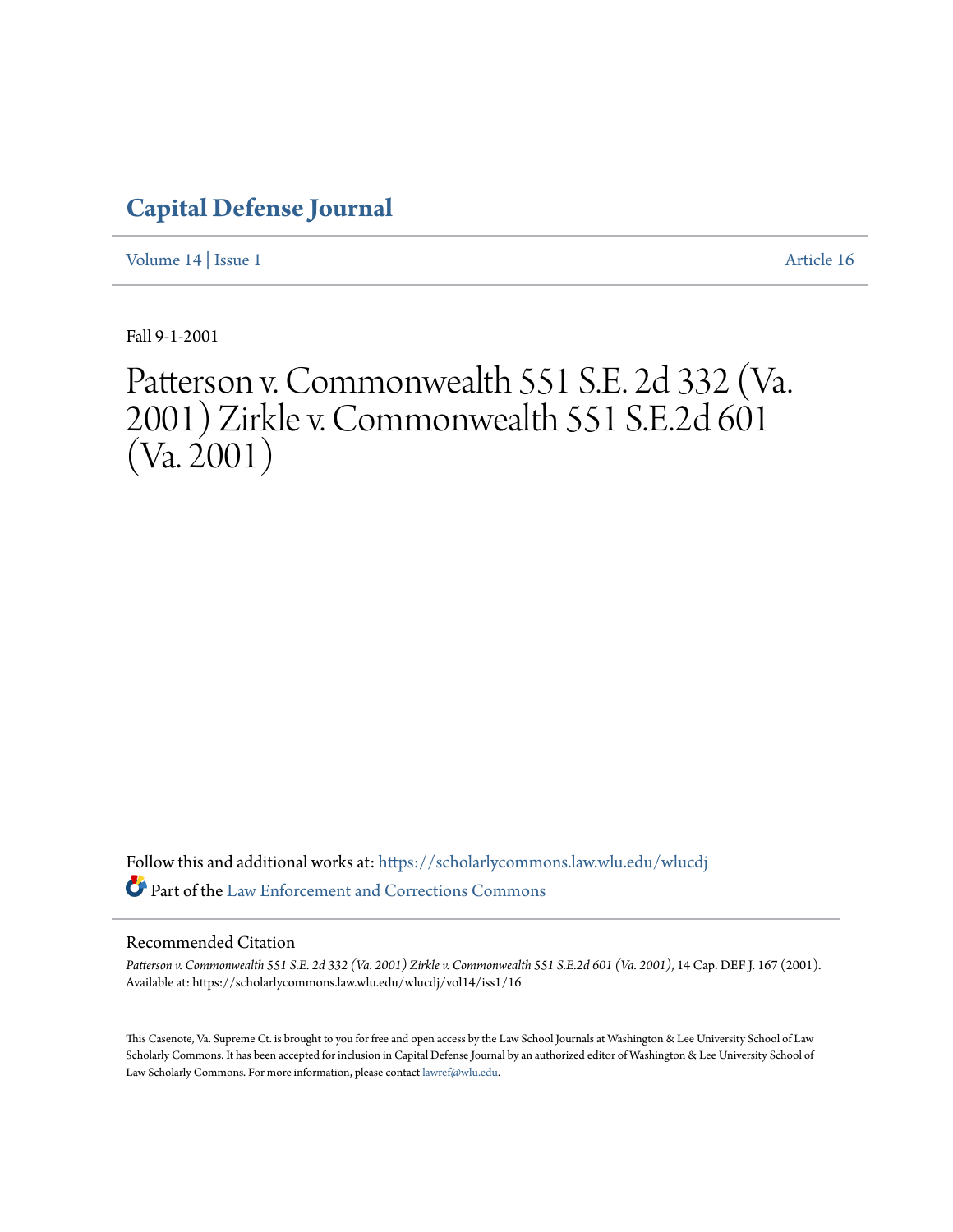# Capital Defense Journal

Volume 14 | Issue 1 Article 16

Fall 9-1-2001

# Patterson v. Commonwealth 551 S.E. 2d 332 (Va. 2001) Zirkle v. Commonwealth 551 S.E.2d 601 (Va. 2001)

Follow this and additional works at: https://scholarlycommons.law.wlu.edu/wlucdj

Part of the Law Enforcement and Corrections Commons

## Recommended Citation

*Patterson v. Commonwealth 551 S.E. 2d 332 (Va. 2001) Zirkle v. Commonwealth 551 S.E.2d 601 (Va. 2001)*, 14 Cap. DEF J. 167 (2001).
Available at: https://scholarlycommons.law.wlu.edu/wlucdj/vol14/iss1/16

This Casenote, Va. Supreme Ct. is brought to you for free and open access by the Law School Journals at Washington & Lee University School of Law Scholarly Commons. It has been accepted for inclusion in Capital Defense Journal by an authorized editor of Washington & Lee University School of Law Scholarly Commons. For more information, please contact lawref@wlu.edu.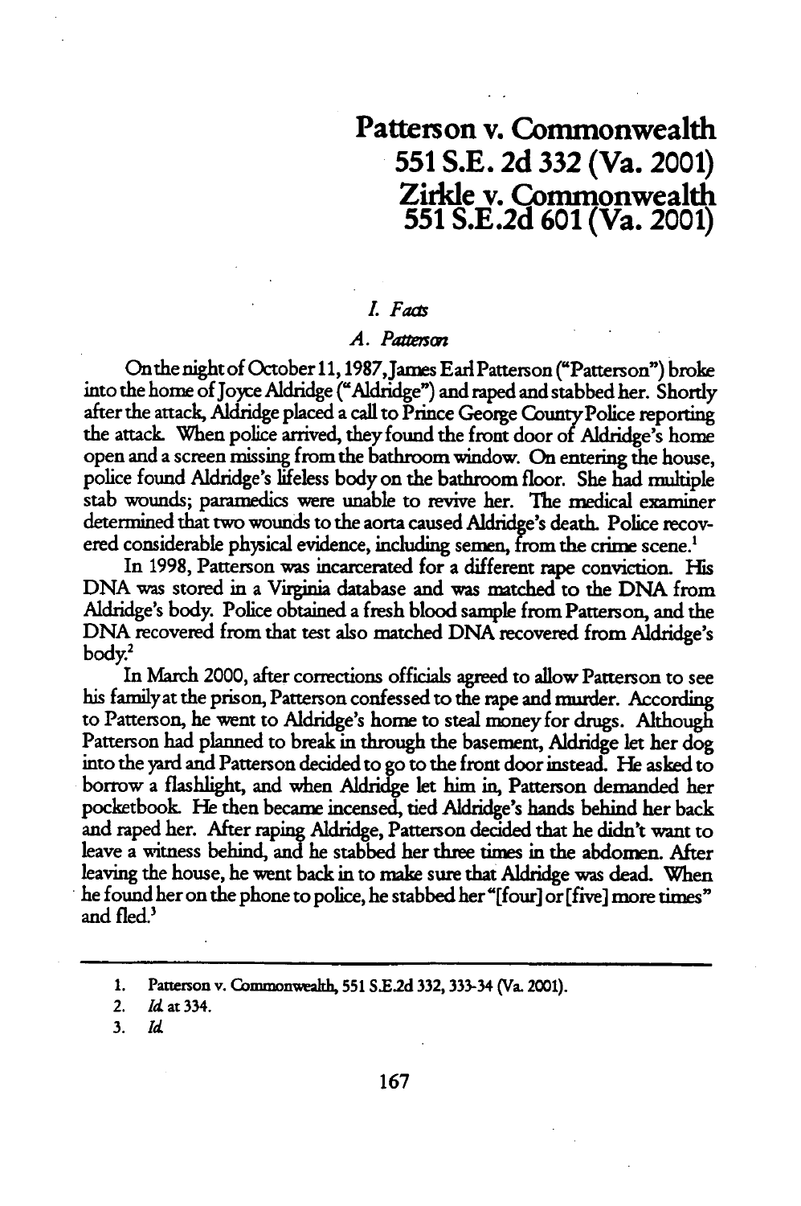# Patterson v. Commonwealth 551 S.E. 2d 332 (Va. 2001) Zirkle v. Commonwealth 551 S.E.2d 601 (Va. 2001)

## *I. Facts*

### *A. Patterson*

On the night of October 11, 1987, James Earl Patterson ("Patterson") broke into the home of Joyce Aldridge ("Aldridge") and raped and stabbed her. Shortly after the attack, Aldridge placed a call to Prince George County Police reporting the attack. When police arrived, they found the front door of Aldridge's home open and a screen missing from the bathroom window. On entering the house, police found Aldridge's lifeless body on the bathroom floor. She had multiple stab wounds; paramedics were unable to revive her. The medical examiner determined that two wounds to the aorta caused Aldridge's death. Police recovered considerable physical evidence, including semen, from the crime scene.[1]

In 1998, Patterson was incarcerated for a different rape conviction. His DNA was stored in a Virginia database and was matched to the DNA from Aldridge's body. Police obtained a fresh blood sample from Patterson, and the DNA recovered from that test also matched DNA recovered from Aldridge's body.[2]

In March 2000, after corrections officials agreed to allow Patterson to see his family at the prison, Patterson confessed to the rape and murder. According to Patterson, he went to Aldridge's home to steal money for drugs. Although Patterson had planned to break in through the basement, Aldridge let her dog into the yard and Patterson decided to go to the front door instead. He asked to borrow a flashlight, and when Aldridge let him in, Patterson demanded her pocketbook. He then became incensed, tied Aldridge's hands behind her back and raped her. After raping Aldridge, Patterson decided that he didn't want to leave a witness behind, and he stabbed her three times in the abdomen. After leaving the house, he went back in to make sure that Aldridge was dead. When he found her on the phone to police, he stabbed her "[four] or [five] more times" and fled.[3]

---

1. Patterson v. Commonwealth, 551 S.E.2d 332, 333-34 (Va. 2001).
2. *Id.* at 334.
3. *Id.*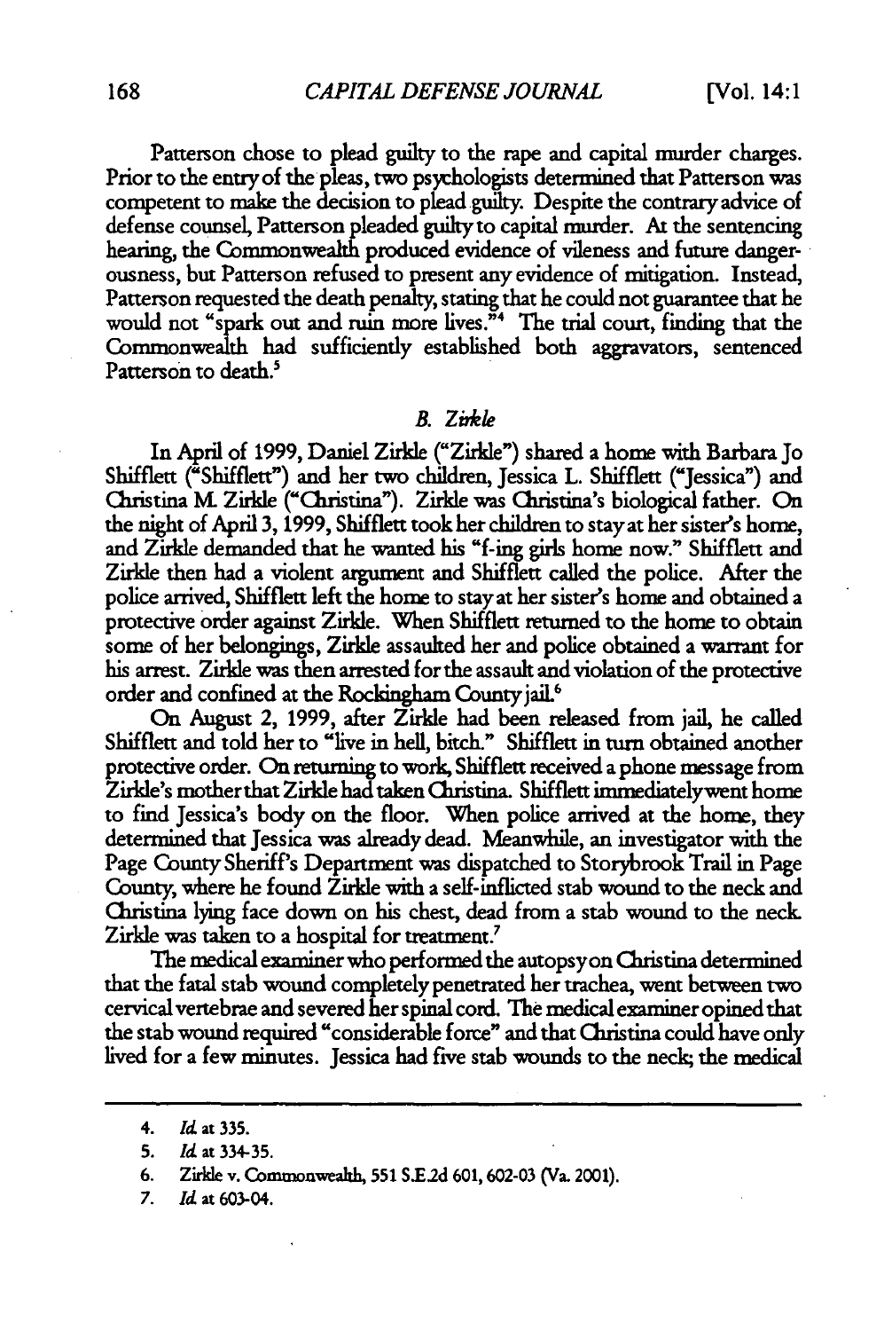Patterson chose to plead guilty to the rape and capital murder charges. Prior to the entry of the pleas, two psychologists determined that Patterson was competent to make the decision to plead guilty. Despite the contrary advice of defense counsel, Patterson pleaded guilty to capital murder. At the sentencing hearing, the Commonwealth produced evidence of vileness and future dangerousness, but Patterson refused to present any evidence of mitigation. Instead, Patterson requested the death penalty, stating that he could not guarantee that he would not "spark out and ruin more lives."[4] The trial court, finding that the Commonwealth had sufficiently established both aggravators, sentenced Patterson to death.[5]

### *B. Zirkle*

In April of 1999, Daniel Zirkle ("Zirkle") shared a home with Barbara Jo Shifflett ("Shifflett") and her two children, Jessica L. Shifflett ("Jessica") and Christina M. Zirkle ("Christina"). Zirkle was Christina's biological father. On the night of April 3, 1999, Shifflett took her children to stay at her sister's home, and Zirkle demanded that he wanted his "f-ing girls home now." Shifflett and Zirkle then had a violent argument and Shifflett called the police. After the police arrived, Shifflett left the home to stay at her sister's home and obtained a protective order against Zirkle. When Shifflett returned to the home to obtain some of her belongings, Zirkle assaulted her and police obtained a warrant for his arrest. Zirkle was then arrested for the assault and violation of the protective order and confined at the Rockingham County jail.[6]

On August 2, 1999, after Zirkle had been released from jail, he called Shifflett and told her to "live in hell, bitch." Shifflett in turn obtained another protective order. On returning to work, Shifflett received a phone message from Zirkle's mother that Zirkle had taken Christina. Shifflett immediately went home to find Jessica's body on the floor. When police arrived at the home, they determined that Jessica was already dead. Meanwhile, an investigator with the Page County Sheriff's Department was dispatched to Storybrook Trail in Page County, where he found Zirkle with a self-inflicted stab wound to the neck and Christina lying face down on his chest, dead from a stab wound to the neck. Zirkle was taken to a hospital for treatment.[7]

The medical examiner who performed the autopsy on Christina determined that the fatal stab wound completely penetrated her trachea, went between two cervical vertebrae and severed her spinal cord. The medical examiner opined that the stab wound required "considerable force" and that Christina could have only lived for a few minutes. Jessica had five stab wounds to the neck; the medical

---

4. *Id.* at 335.
5. *Id.* at 334-35.
6. Zirkle v. Commonwealth, 551 S.E.2d 601, 602-03 (Va. 2001).
7. *Id.* at 603-04.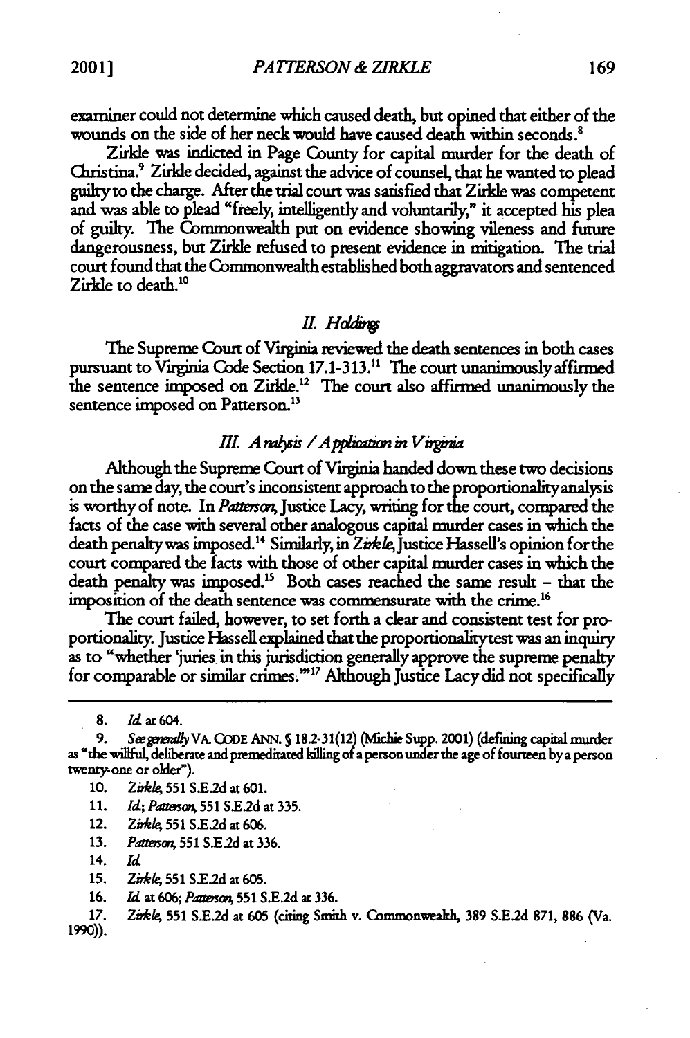examiner could not determine which caused death, but opined that either of the wounds on the side of her neck would have caused death within seconds.[8]

Zirkle was indicted in Page County for capital murder for the death of Christina.[9] Zirkle decided, against the advice of counsel, that he wanted to plead guilty to the charge. After the trial court was satisfied that Zirkle was competent and was able to plead "freely, intelligently and voluntarily," it accepted his plea of guilty. The Commonwealth put on evidence showing vileness and future dangerousness, but Zirkle refused to present evidence in mitigation. The trial court found that the Commonwealth established both aggravators and sentenced Zirkle to death.[10]

## *II. Holdings*

The Supreme Court of Virginia reviewed the death sentences in both cases pursuant to Virginia Code Section 17.1-313.[11] The court unanimously affirmed the sentence imposed on Zirkle.[12] The court also affirmed unanimously the sentence imposed on Patterson.[13]

## *III. Analysis / Application in Virginia*

Although the Supreme Court of Virginia handed down these two decisions on the same day, the court's inconsistent approach to the proportionality analysis is worthy of note. In *Patterson*, Justice Lacy, writing for the court, compared the facts of the case with several other analogous capital murder cases in which the death penalty was imposed.[14] Similarly, in *Zirkle*, Justice Hassell's opinion for the court compared the facts with those of other capital murder cases in which the death penalty was imposed.[15] Both cases reached the same result – that the imposition of the death sentence was commensurate with the crime.[16]

The court failed, however, to set forth a clear and consistent test for proportionality. Justice Hassell explained that the proportionality test was an inquiry as to "whether 'juries in this jurisdiction generally approve the supreme penalty for comparable or similar crimes.'"[17] Although Justice Lacy did not specifically

---

8. *Id.* at 604.

9. *See generally* VA. CODE ANN. § 18.2-31(12) (Michie Supp. 2001) (defining capital murder as "the willful, deliberate and premeditated killing of a person under the age of fourteen by a person twenty-one or older").

10. *Zirkle*, 551 S.E.2d at 601.

11. *Id.*; *Patterson*, 551 S.E.2d at 335.

12. *Zirkle*, 551 S.E.2d at 606.

13. *Patterson*, 551 S.E.2d at 336.

14. *Id.*

15. *Zirkle*, 551 S.E.2d at 605.

16. *Id.* at 606; *Patterson*, 551 S.E.2d at 336.

17. *Zirkle*, 551 S.E.2d at 605 (citing Smith v. Commonwealth, 389 S.E.2d 871, 886 (Va. 1990)).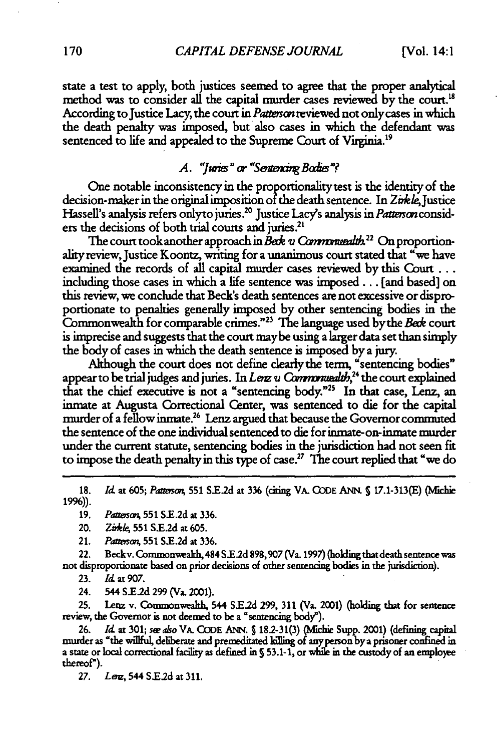state a test to apply, both justices seemed to agree that the proper analytical method was to consider all the capital murder cases reviewed by the court.[18] According to Justice Lacy, the court in *Patterson* reviewed not only cases in which the death penalty was imposed, but also cases in which the defendant was sentenced to life and appealed to the Supreme Court of Virginia.[19]

### *A. "Juries" or "Sentencing Bodies"?*

One notable inconsistency in the proportionality test is the identity of the decision-maker in the original imposition of the death sentence. In *Zirkle*, Justice Hassell's analysis refers only to juries.[20] Justice Lacy's analysis in *Patterson* considers the decisions of both trial courts and juries.[21]

The court took another approach in *Beck v. Commonwealth*.[22] On proportionality review, Justice Koontz, writing for a unanimous court stated that "we have examined the records of all capital murder cases reviewed by this Court . . . including those cases in which a life sentence was imposed . . . [and based] on this review, we conclude that Beck's death sentences are not excessive or disproportionate to penalties generally imposed by other sentencing bodies in the Commonwealth for comparable crimes."[23] The language used by the *Beck* court is imprecise and suggests that the court may be using a larger data set than simply the body of cases in which the death sentence is imposed by a jury.

Although the court does not define clearly the term, "sentencing bodies" appear to be trial judges and juries. In *Lenz v. Commonwealth*,[24] the court explained that the chief executive is not a "sentencing body."[25] In that case, Lenz, an inmate at Augusta Correctional Center, was sentenced to die for the capital murder of a fellow inmate.[26] Lenz argued that because the Governor commuted the sentence of the one individual sentenced to die for inmate-on-inmate murder under the current statute, sentencing bodies in the jurisdiction had not seen fit to impose the death penalty in this type of case.[27] The court replied that "we do

---

18. *Id.* at 605; *Patterson*, 551 S.E.2d at 336 (citing VA. CODE ANN. § 17.1-313(E) (Michie 1996)).

19. *Patterson*, 551 S.E.2d at 336.

20. *Zirkle*, 551 S.E.2d at 605.

21. *Patterson*, 551 S.E.2d at 336.

22. Beck v. Commonwealth, 484 S.E.2d 898, 907 (Va. 1997) (holding that death sentence was not disproportionate based on prior decisions of other sentencing bodies in the jurisdiction).

23. *Id.* at 907.

24. 544 S.E.2d 299 (Va. 2001).

25. Lenz v. Commonwealth, 544 S.E.2d 299, 311 (Va. 2001) (holding that for sentence review, the Governor is not deemed to be a "sentencing body").

26. *Id.* at 301; *see also* VA. CODE ANN. § 18.2-31(3) (Michie Supp. 2001) (defining capital murder as "the willful, deliberate and premeditated killing of any person by a prisoner confined in a state or local correctional facility as defined in § 53.1-1, or while in the custody of an employee thereof").

27. *Lenz*, 544 S.E.2d at 311.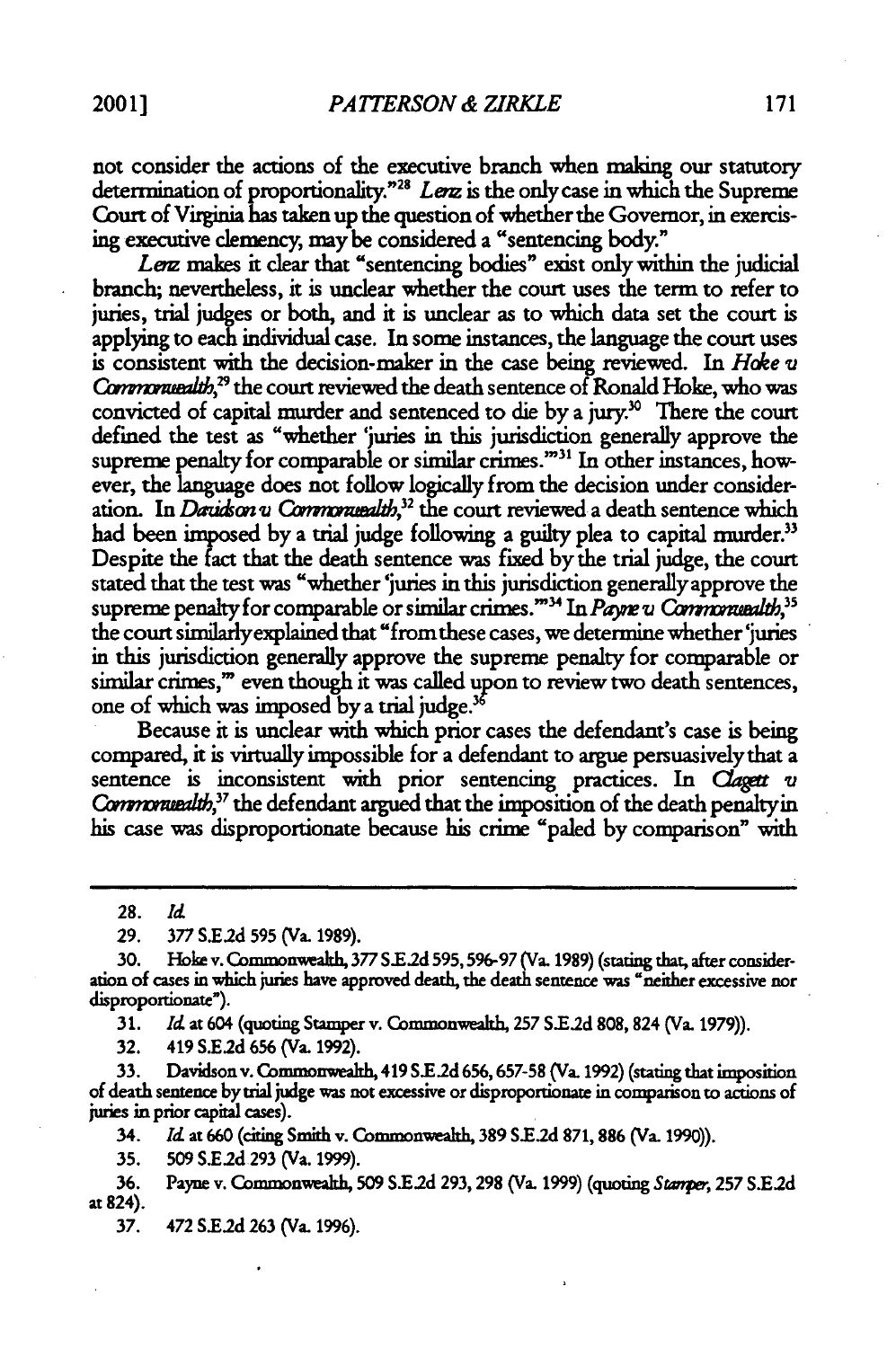not consider the actions of the executive branch when making our statutory determination of proportionality."[28] *Lenz* is the only case in which the Supreme Court of Virginia has taken up the question of whether the Governor, in exercising executive clemency, may be considered a "sentencing body."

*Lenz* makes it clear that "sentencing bodies" exist only within the judicial branch; nevertheless, it is unclear whether the court uses the term to refer to juries, trial judges or both, and it is unclear as to which data set the court is applying to each individual case. In some instances, the language the court uses is consistent with the decision-maker in the case being reviewed. In *Hoke v Commonwealth*,[29] the court reviewed the death sentence of Ronald Hoke, who was convicted of capital murder and sentenced to die by a jury.[30] There the court defined the test as "whether 'juries in this jurisdiction generally approve the supreme penalty for comparable or similar crimes.'"[31] In other instances, however, the language does not follow logically from the decision under consideration. In *Davidson v Commonwealth*,[32] the court reviewed a death sentence which had been imposed by a trial judge following a guilty plea to capital murder.[33] Despite the fact that the death sentence was fixed by the trial judge, the court stated that the test was "whether 'juries in this jurisdiction generally approve the supreme penalty for comparable or similar crimes.'"[34] In *Payne v Commonwealth*,[35] the court similarly explained that "from these cases, we determine whether 'juries in this jurisdiction generally approve the supreme penalty for comparable or similar crimes,'" even though it was called upon to review two death sentences, one of which was imposed by a trial judge.[36]

Because it is unclear with which prior cases the defendant's case is being compared, it is virtually impossible for a defendant to argue persuasively that a sentence is inconsistent with prior sentencing practices. In *Clagett v Commonwealth*,[37] the defendant argued that the imposition of the death penalty in his case was disproportionate because his crime "paled by comparison" with

---

28. *Id.*

29. 377 S.E.2d 595 (Va. 1989).

30. Hoke v. Commonwealth, 377 S.E.2d 595, 596-97 (Va. 1989) (stating that, after consideration of cases in which juries have approved death, the death sentence was "neither excessive nor disproportionate").

31. *Id.* at 604 (quoting Stamper v. Commonwealth, 257 S.E.2d 808, 824 (Va. 1979)).

32. 419 S.E.2d 656 (Va. 1992).

33. Davidson v. Commonwealth, 419 S.E.2d 656, 657-58 (Va. 1992) (stating that imposition of death sentence by trial judge was not excessive or disproportionate in comparison to actions of juries in prior capital cases).

34. *Id.* at 660 (citing Smith v. Commonwealth, 389 S.E.2d 871, 886 (Va. 1990)).

35. 509 S.E.2d 293 (Va. 1999).

36. Payne v. Commonwealth, 509 S.E.2d 293, 298 (Va. 1999) (quoting *Stamper*, 257 S.E.2d at 824).

37. 472 S.E.2d 263 (Va. 1996).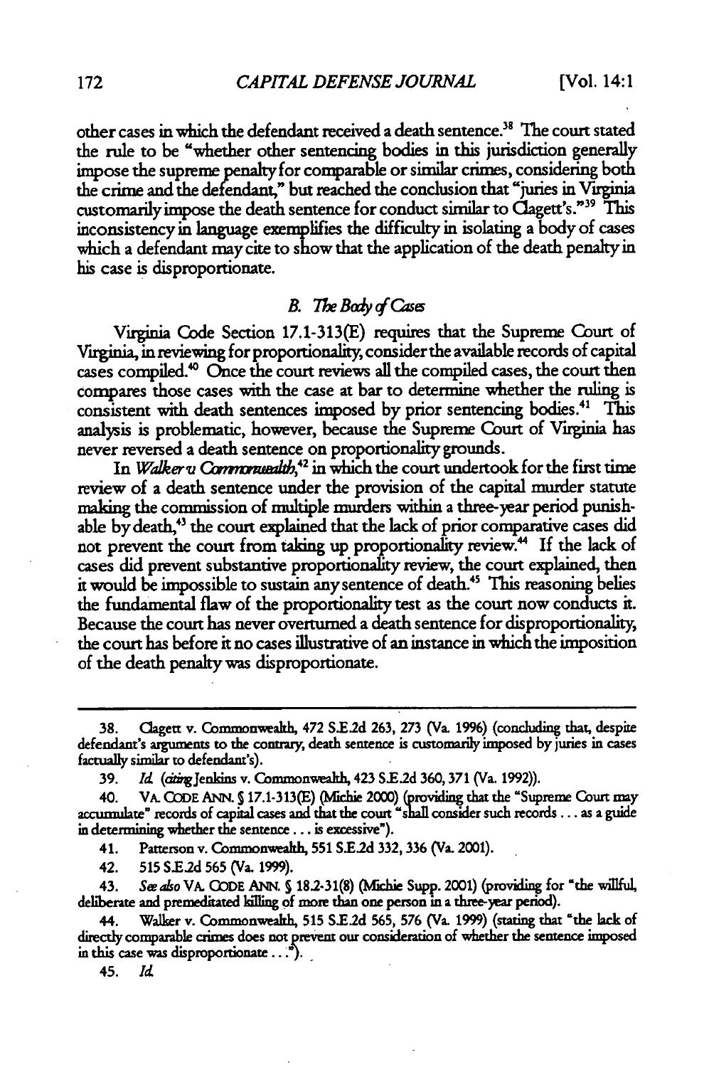other cases in which the defendant received a death sentence.[38] The court stated the rule to be "whether other sentencing bodies in this jurisdiction generally impose the supreme penalty for comparable or similar crimes, considering both the crime and the defendant," but reached the conclusion that "juries in Virginia customarily impose the death sentence for conduct similar to Clagett's."[39] This inconsistency in language exemplifies the difficulty in isolating a body of cases which a defendant may cite to show that the application of the death penalty in his case is disproportionate.

### *B. The Body of Cases*

Virginia Code Section 17.1-313(E) requires that the Supreme Court of Virginia, in reviewing for proportionality, consider the available records of capital cases compiled.[40] Once the court reviews all the compiled cases, the court then compares those cases with the case at bar to determine whether the ruling is consistent with death sentences imposed by prior sentencing bodies.[41] This analysis is problematic, however, because the Supreme Court of Virginia has never reversed a death sentence on proportionality grounds.

In *Walker v. Commonwealth*,[42] in which the court undertook for the first time review of a death sentence under the provision of the capital murder statute making the commission of multiple murders within a three-year period punishable by death,[43] the court explained that the lack of prior comparative cases did not prevent the court from taking up proportionality review.[44] If the lack of cases did prevent substantive proportionality review, the court explained, then it would be impossible to sustain any sentence of death.[45] This reasoning belies the fundamental flaw of the proportionality test as the court now conducts it. Because the court has never overturned a death sentence for disproportionality, the court has before it no cases illustrative of an instance in which the imposition of the death penalty was disproportionate.

---

38. Clagett v. Commonwealth, 472 S.E.2d 263, 273 (Va. 1996) (concluding that, despite defendant's arguments to the contrary, death sentence is customarily imposed by juries in cases factually similar to defendant's).

39. *Id.* (*citing* Jenkins v. Commonwealth, 423 S.E.2d 360, 371 (Va. 1992)).

40. VA. CODE ANN. § 17.1-313(E) (Michie 2000) (providing that the "Supreme Court may accumulate" records of capital cases and that the court "shall consider such records . . . as a guide in determining whether the sentence . . . is excessive").

41. Patterson v. Commonwealth, 551 S.E.2d 332, 336 (Va. 2001).

42. 515 S.E.2d 565 (Va. 1999).

43. *See also* VA. CODE ANN. § 18.2-31(8) (Michie Supp. 2001) (providing for "the willful, deliberate and premeditated killing of more than one person in a three-year period).

44. Walker v. Commonwealth, 515 S.E.2d 565, 576 (Va. 1999) (stating that "the lack of directly comparable crimes does not prevent our consideration of whether the sentence imposed in this case was disproportionate . . .").

45. *Id.*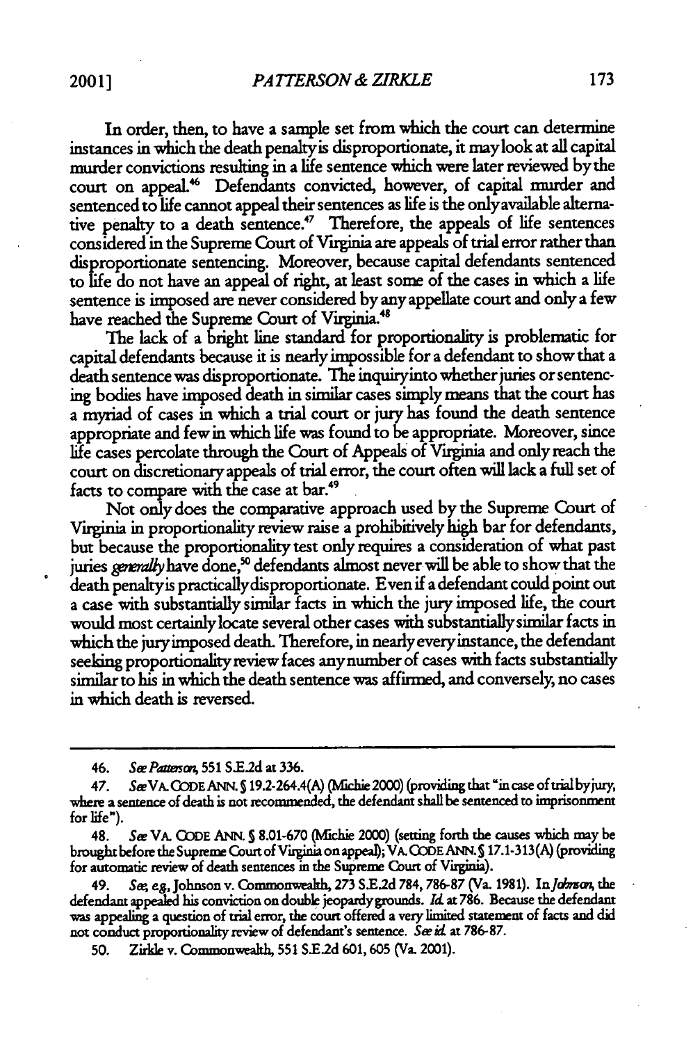In order, then, to have a sample set from which the court can determine instances in which the death penalty is disproportionate, it may look at all capital murder convictions resulting in a life sentence which were later reviewed by the court on appeal.[46] Defendants convicted, however, of capital murder and sentenced to life cannot appeal their sentences as life is the only available alternative penalty to a death sentence.[47] Therefore, the appeals of life sentences considered in the Supreme Court of Virginia are appeals of trial error rather than disproportionate sentencing. Moreover, because capital defendants sentenced to life do not have an appeal of right, at least some of the cases in which a life sentence is imposed are never considered by any appellate court and only a few have reached the Supreme Court of Virginia.[48]

The lack of a bright line standard for proportionality is problematic for capital defendants because it is nearly impossible for a defendant to show that a death sentence was disproportionate. The inquiry into whether juries or sentencing bodies have imposed death in similar cases simply means that the court has a myriad of cases in which a trial court or jury has found the death sentence appropriate and few in which life was found to be appropriate. Moreover, since life cases percolate through the Court of Appeals of Virginia and only reach the court on discretionary appeals of trial error, the court often will lack a full set of facts to compare with the case at bar.[49]

Not only does the comparative approach used by the Supreme Court of Virginia in proportionality review raise a prohibitively high bar for defendants, but because the proportionality test only requires a consideration of what past juries *generally* have done,[50] defendants almost never will be able to show that the death penalty is practically disproportionate. Even if a defendant could point out a case with substantially similar facts in which the jury imposed life, the court would most certainly locate several other cases with substantially similar facts in which the jury imposed death. Therefore, in nearly every instance, the defendant seeking proportionality review faces any number of cases with facts substantially similar to his in which the death sentence was affirmed, and conversely, no cases in which death is reversed.

---

46. *See Patterson*, 551 S.E.2d at 336.

47. *See* VA. CODE ANN. § 19.2-264.4(A) (Michie 2000) (providing that "in case of trial by jury, where a sentence of death is not recommended, the defendant shall be sentenced to imprisonment for life").

48. *See* VA. CODE ANN. § 8.01-670 (Michie 2000) (setting forth the causes which may be brought before the Supreme Court of Virginia on appeal); VA. CODE ANN. § 17.1-313(A) (providing for automatic review of death sentences in the Supreme Court of Virginia).

49. *See, e.g.*, Johnson v. Commonwealth, 273 S.E.2d 784, 786-87 (Va. 1981). In *Johnson*, the defendant appealed his conviction on double jeopardy grounds. *Id.* at 786. Because the defendant was appealing a question of trial error, the court offered a very limited statement of facts and did not conduct proportionality review of defendant's sentence. *See id.* at 786-87.

50. Zirkle v. Commonwealth, 551 S.E.2d 601, 605 (Va. 2001).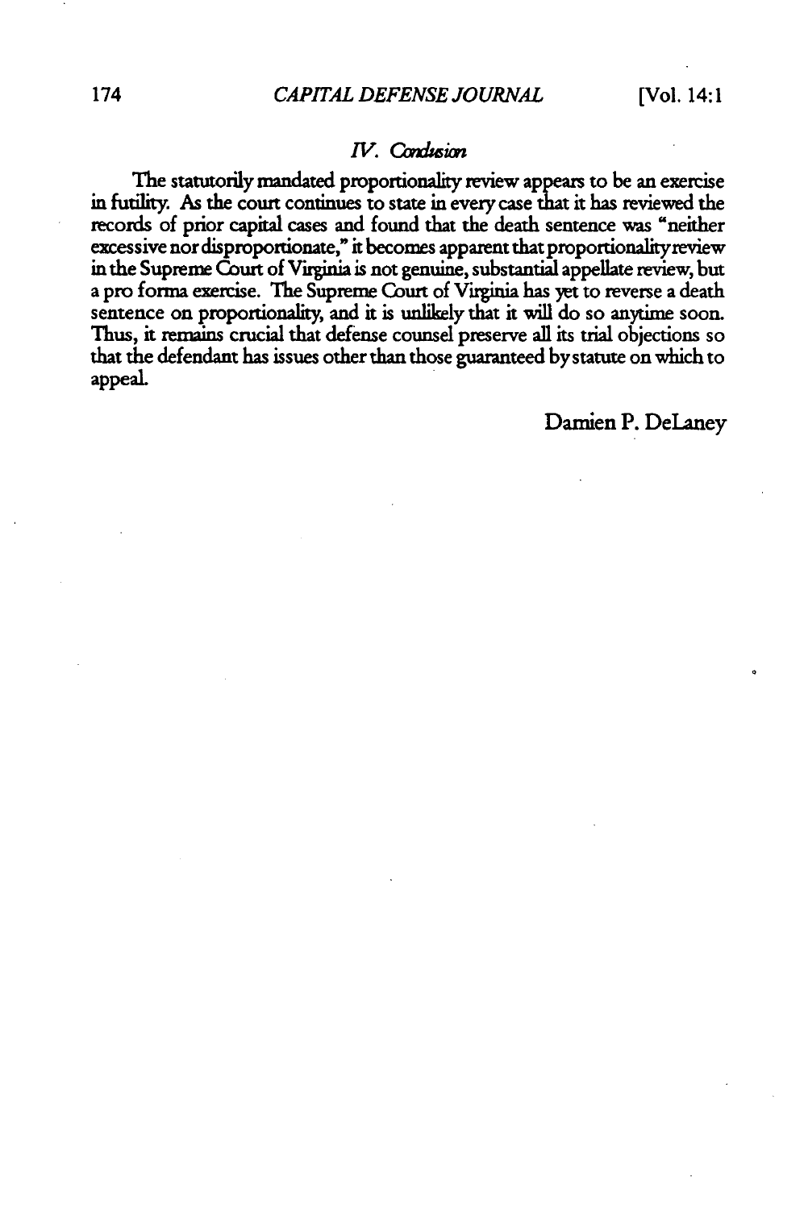## *IV. Conclusion*

The statutorily mandated proportionality review appears to be an exercise in futility. As the court continues to state in every case that it has reviewed the records of prior capital cases and found that the death sentence was "neither excessive nor disproportionate," it becomes apparent that proportionality review in the Supreme Court of Virginia is not genuine, substantial appellate review, but a pro forma exercise. The Supreme Court of Virginia has yet to reverse a death sentence on proportionality, and it is unlikely that it will do so anytime soon. Thus, it remains crucial that defense counsel preserve all its trial objections so that the defendant has issues other than those guaranteed by statute on which to appeal.

Damien P. DeLaney